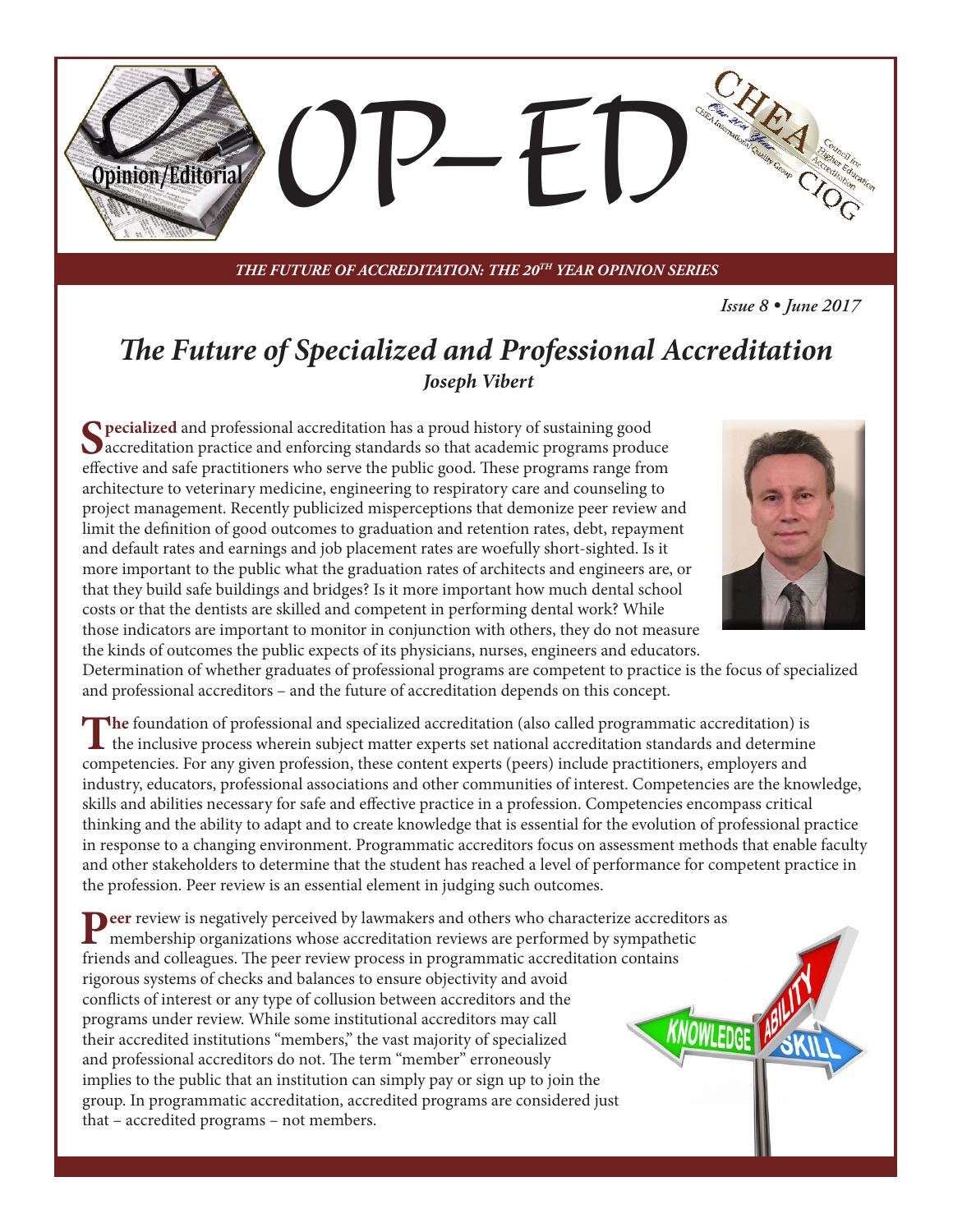# OP-ED

*THE FUTURE OF ACCREDITATION: THE 20TH YEAR OPINION SERIES*

*Issue 8 • June 2017*

## *The Future of Specialized and Professional Accreditation*

***Joseph Vibert***

**Specialized** and professional accreditation has a proud history of sustaining good accreditation practice and enforcing standards so that academic programs produce effective and safe practitioners who serve the public good. These programs range from architecture to veterinary medicine, engineering to respiratory care and counseling to project management. Recently publicized misperceptions that demonize peer review and limit the definition of good outcomes to graduation and retention rates, debt, repayment and default rates and earnings and job placement rates are woefully short-sighted. Is it more important to the public what the graduation rates of architects and engineers are, or that they build safe buildings and bridges? Is it more important how much dental school costs or that the dentists are skilled and competent in performing dental work? While those indicators are important to monitor in conjunction with others, they do not measure the kinds of outcomes the public expects of its physicians, nurses, engineers and educators. Determination of whether graduates of professional programs are competent to practice is the focus of specialized and professional accreditors – and the future of accreditation depends on this concept.

**The** foundation of professional and specialized accreditation (also called programmatic accreditation) is the inclusive process wherein subject matter experts set national accreditation standards and determine competencies. For any given profession, these content experts (peers) include practitioners, employers and industry, educators, professional associations and other communities of interest. Competencies are the knowledge, skills and abilities necessary for safe and effective practice in a profession. Competencies encompass critical thinking and the ability to adapt and to create knowledge that is essential for the evolution of professional practice in response to a changing environment. Programmatic accreditors focus on assessment methods that enable faculty and other stakeholders to determine that the student has reached a level of performance for competent practice in the profession. Peer review is an essential element in judging such outcomes.

**Peer** review is negatively perceived by lawmakers and others who characterize accreditors as membership organizations whose accreditation reviews are performed by sympathetic friends and colleagues. The peer review process in programmatic accreditation contains rigorous systems of checks and balances to ensure objectivity and avoid conflicts of interest or any type of collusion between accreditors and the programs under review. While some institutional accreditors may call their accredited institutions "members," the vast majority of specialized and professional accreditors do not. The term "member" erroneously implies to the public that an institution can simply pay or sign up to join the group. In programmatic accreditation, accredited programs are considered just that – accredited programs – not members.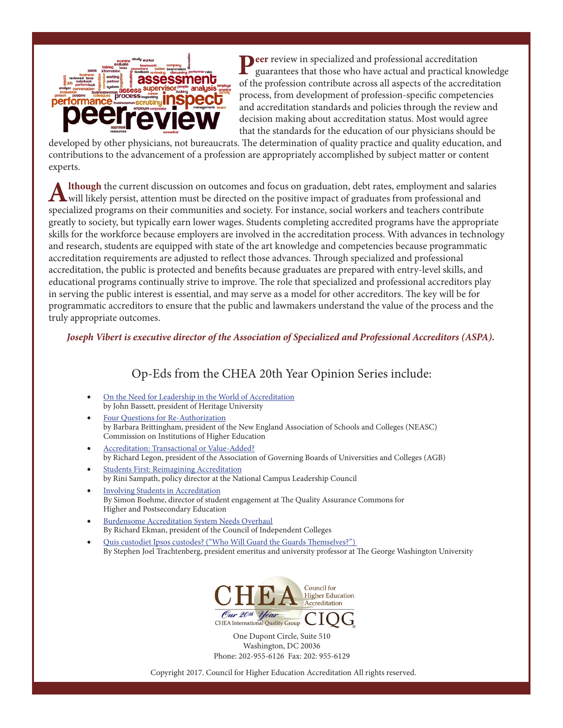**Peer** review in specialized and professional accreditation guarantees that those who have actual and practical knowledge of the profession contribute across all aspects of the accreditation process, from development of profession-specific competencies and accreditation standards and policies through the review and decision making about accreditation status. Most would agree that the standards for the education of our physicians should be developed by other physicians, not bureaucrats. The determination of quality practice and quality education, and contributions to the advancement of a profession are appropriately accomplished by subject matter or content experts.

**Although** the current discussion on outcomes and focus on graduation, debt rates, employment and salaries will likely persist, attention must be directed on the positive impact of graduates from professional and specialized programs on their communities and society. For instance, social workers and teachers contribute greatly to society, but typically earn lower wages. Students completing accredited programs have the appropriate skills for the workforce because employers are involved in the accreditation process. With advances in technology and research, students are equipped with state of the art knowledge and competencies because programmatic accreditation requirements are adjusted to reflect those advances. Through specialized and professional accreditation, the public is protected and benefits because graduates are prepared with entry-level skills, and educational programs continually strive to improve. The role that specialized and professional accreditors play in serving the public interest is essential, and may serve as a model for other accreditors. The key will be for programmatic accreditors to ensure that the public and lawmakers understand the value of the process and the truly appropriate outcomes.

***Joseph Vibert is executive director of the Association of Specialized and Professional Accreditors (ASPA).***

## Op-Eds from the CHEA 20th Year Opinion Series include:

- On the Need for Leadership in the World of Accreditation
  by John Bassett, president of Heritage University
- Four Questions for Re-Authorization
  by Barbara Brittingham, president of the New England Association of Schools and Colleges (NEASC) Commission on Institutions of Higher Education
- Accreditation: Transactional or Value-Added?
  by Richard Legon, president of the Association of Governing Boards of Universities and Colleges (AGB)
- Students First: Reimagining Accreditation
  by Rini Sampath, policy director at the National Campus Leadership Council
- Involving Students in Accreditation
  By Simon Boehme, director of student engagement at The Quality Assurance Commons for Higher and Postsecondary Education
- Burdensome Accreditation System Needs Overhaul
  By Richard Ekman, president of the Council of Independent Colleges
- Quis custodiet Ipsos custodes? ("Who Will Guard the Guards Themselves?")
  By Stephen Joel Trachtenberg, president emeritus and university professor at The George Washington University

CHEA Council for Higher Education Accreditation
Our 20th Year
CHEA International Quality Group CIQG

One Dupont Circle, Suite 510
Washington, DC 20036
Phone: 202-955-6126 Fax: 202: 955-6129

Copyright 2017. Council for Higher Education Accreditation All rights reserved.